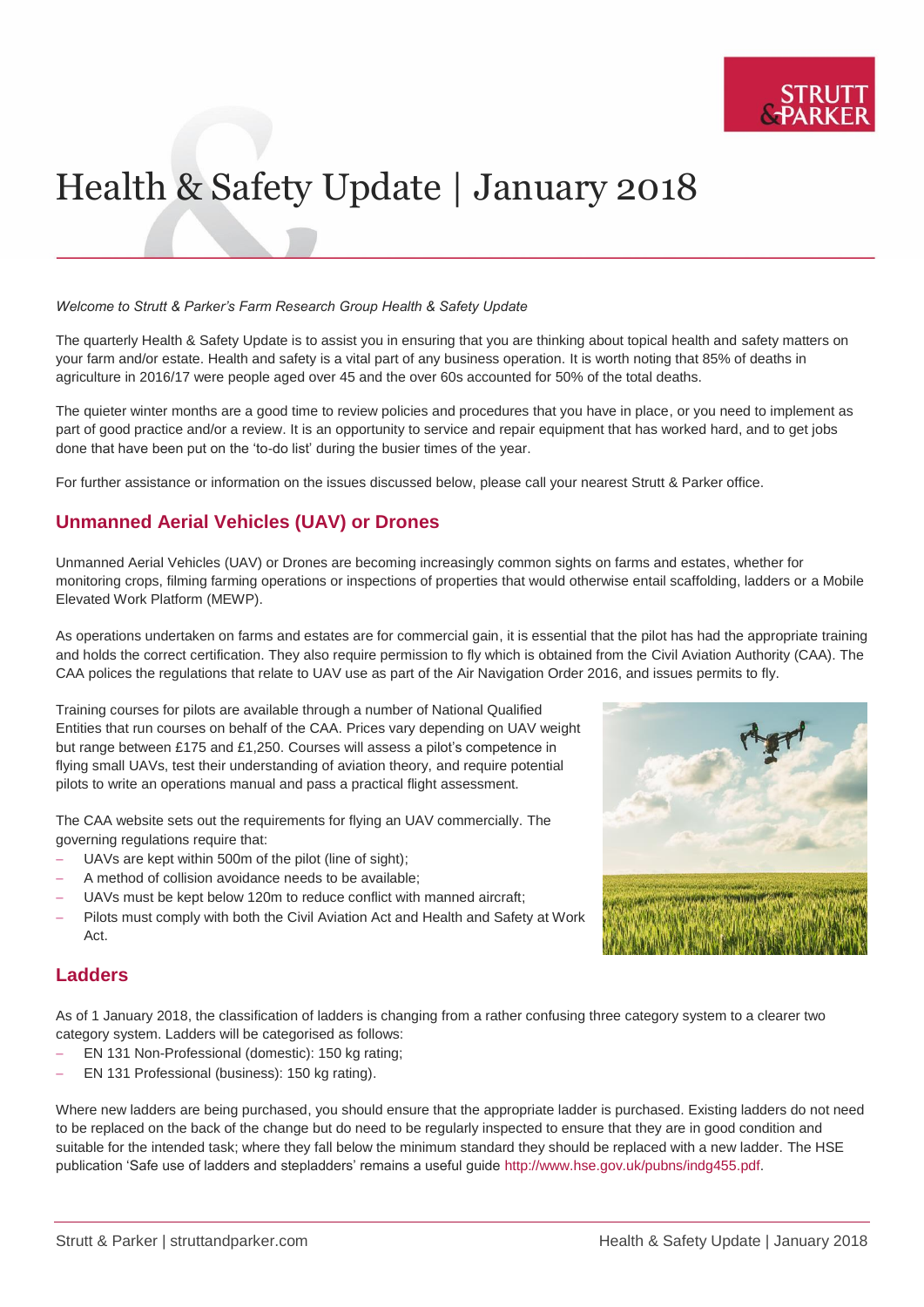# Health & Safety Update | January 2018

*Welcome to Strutt & Parker's Farm Research Group Health & Safety Update*

The quarterly Health & Safety Update is to assist you in ensuring that you are thinking about topical health and safety matters on your farm and/or estate. Health and safety is a vital part of any business operation. It is worth noting that 85% of deaths in agriculture in 2016/17 were people aged over 45 and the over 60s accounted for 50% of the total deaths.

The quieter winter months are a good time to review policies and procedures that you have in place, or you need to implement as part of good practice and/or a review. It is an opportunity to service and repair equipment that has worked hard, and to get jobs done that have been put on the 'to-do list' during the busier times of the year.

For further assistance or information on the issues discussed below, please call your nearest Strutt & Parker office.

## Unmanned Aerial Vehicles (UAV) or Drones

Unmanned Aerial Vehicles (UAV) or Drones are becoming increasingly common sights on farms and estates, whether for monitoring crops, filming farming operations or inspections of properties that would otherwise entail scaffolding, ladders or a Mobile Elevated Work Platform (MEWP).

As operations undertaken on farms and estates are for commercial gain, it is essential that the pilot has had the appropriate training and holds the correct certification. They also require permission to fly which is obtained from the Civil Aviation Authority (CAA). The CAA polices the regulations that relate to UAV use as part of the Air Navigation Order 2016, and issues permits to fly.

Training courses for pilots are available through a number of National Qualified Entities that run courses on behalf of the CAA. Prices vary depending on UAV weight but range between £175 and £1,250. Courses will assess a pilot's competence in flying small UAVs, test their understanding of aviation theory, and require potential pilots to write an operations manual and pass a practical flight assessment.

The CAA website sets out the requirements for flying an UAV commercially. The governing regulations require that:

- UAVs are kept within 500m of the pilot (line of sight);
- A method of collision avoidance needs to be available;
- UAVs must be kept below 120m to reduce conflict with manned aircraft;
- Pilots must comply with both the Civil Aviation Act and Health and Safety at Work Act.

## Ladders

As of 1 January 2018, the classification of ladders is changing from a rather confusing three category system to a clearer two category system. Ladders will be categorised as follows:

- EN 131 Non-Professional (domestic): 150 kg rating;
- EN 131 Professional (business): 150 kg rating).

Where new ladders are being purchased, you should ensure that the appropriate ladder is purchased. Existing ladders do not need to be replaced on the back of the change but do need to be regularly inspected to ensure that they are in good condition and suitable for the intended task; where they fall below the minimum standard they should be replaced with a new ladder. The HSE publication 'Safe use of ladders and stepladders' remains a useful guide http://www.hse.gov.uk/pubns/indg455.pdf.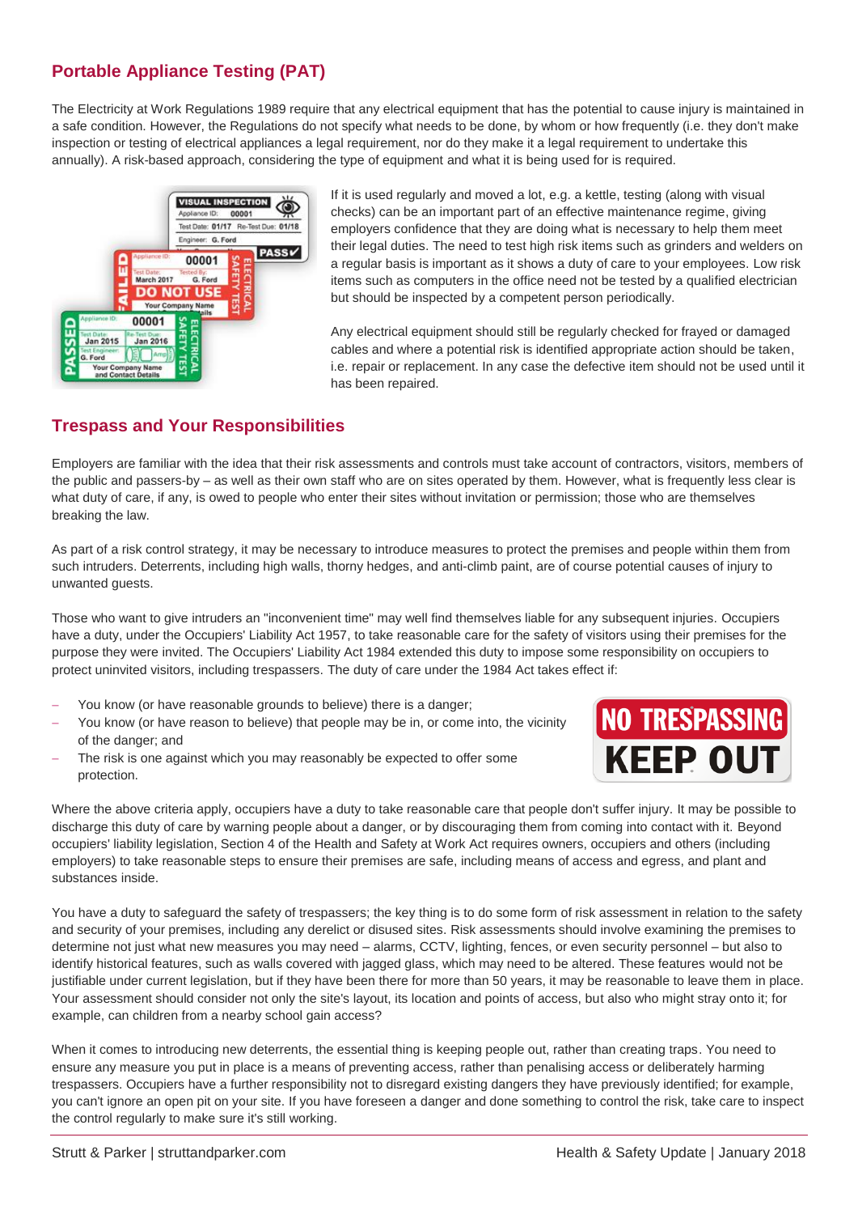## Portable Appliance Testing (PAT)

The Electricity at Work Regulations 1989 require that any electrical equipment that has the potential to cause injury is maintained in a safe condition. However, the Regulations do not specify what needs to be done, by whom or how frequently (i.e. they don't make inspection or testing of electrical appliances a legal requirement, nor do they make it a legal requirement to undertake this annually). A risk-based approach, considering the type of equipment and what it is being used for is required.

If it is used regularly and moved a lot, e.g. a kettle, testing (along with visual checks) can be an important part of an effective maintenance regime, giving employers confidence that they are doing what is necessary to help them meet their legal duties. The need to test high risk items such as grinders and welders on a regular basis is important as it shows a duty of care to your employees. Low risk items such as computers in the office need not be tested by a qualified electrician but should be inspected by a competent person periodically.

Any electrical equipment should still be regularly checked for frayed or damaged cables and where a potential risk is identified appropriate action should be taken, i.e. repair or replacement. In any case the defective item should not be used until it has been repaired.

## Trespass and Your Responsibilities

Employers are familiar with the idea that their risk assessments and controls must take account of contractors, visitors, members of the public and passers-by – as well as their own staff who are on sites operated by them. However, what is frequently less clear is what duty of care, if any, is owed to people who enter their sites without invitation or permission; those who are themselves breaking the law.

As part of a risk control strategy, it may be necessary to introduce measures to protect the premises and people within them from such intruders. Deterrents, including high walls, thorny hedges, and anti-climb paint, are of course potential causes of injury to unwanted guests.

Those who want to give intruders an "inconvenient time" may well find themselves liable for any subsequent injuries. Occupiers have a duty, under the Occupiers' Liability Act 1957, to take reasonable care for the safety of visitors using their premises for the purpose they were invited. The Occupiers' Liability Act 1984 extended this duty to impose some responsibility on occupiers to protect uninvited visitors, including trespassers. The duty of care under the 1984 Act takes effect if:

- You know (or have reasonable grounds to believe) there is a danger;
- You know (or have reason to believe) that people may be in, or come into, the vicinity of the danger; and
- The risk is one against which you may reasonably be expected to offer some protection.

Where the above criteria apply, occupiers have a duty to take reasonable care that people don't suffer injury. It may be possible to discharge this duty of care by warning people about a danger, or by discouraging them from coming into contact with it. Beyond occupiers' liability legislation, Section 4 of the Health and Safety at Work Act requires owners, occupiers and others (including employers) to take reasonable steps to ensure their premises are safe, including means of access and egress, and plant and substances inside.

You have a duty to safeguard the safety of trespassers; the key thing is to do some form of risk assessment in relation to the safety and security of your premises, including any derelict or disused sites. Risk assessments should involve examining the premises to determine not just what new measures you may need – alarms, CCTV, lighting, fences, or even security personnel – but also to identify historical features, such as walls covered with jagged glass, which may need to be altered. These features would not be justifiable under current legislation, but if they have been there for more than 50 years, it may be reasonable to leave them in place. Your assessment should consider not only the site's layout, its location and points of access, but also who might stray onto it; for example, can children from a nearby school gain access?

When it comes to introducing new deterrents, the essential thing is keeping people out, rather than creating traps. You need to ensure any measure you put in place is a means of preventing access, rather than penalising access or deliberately harming trespassers. Occupiers have a further responsibility not to disregard existing dangers they have previously identified; for example, you can't ignore an open pit on your site. If you have foreseen a danger and done something to control the risk, take care to inspect the control regularly to make sure it's still working.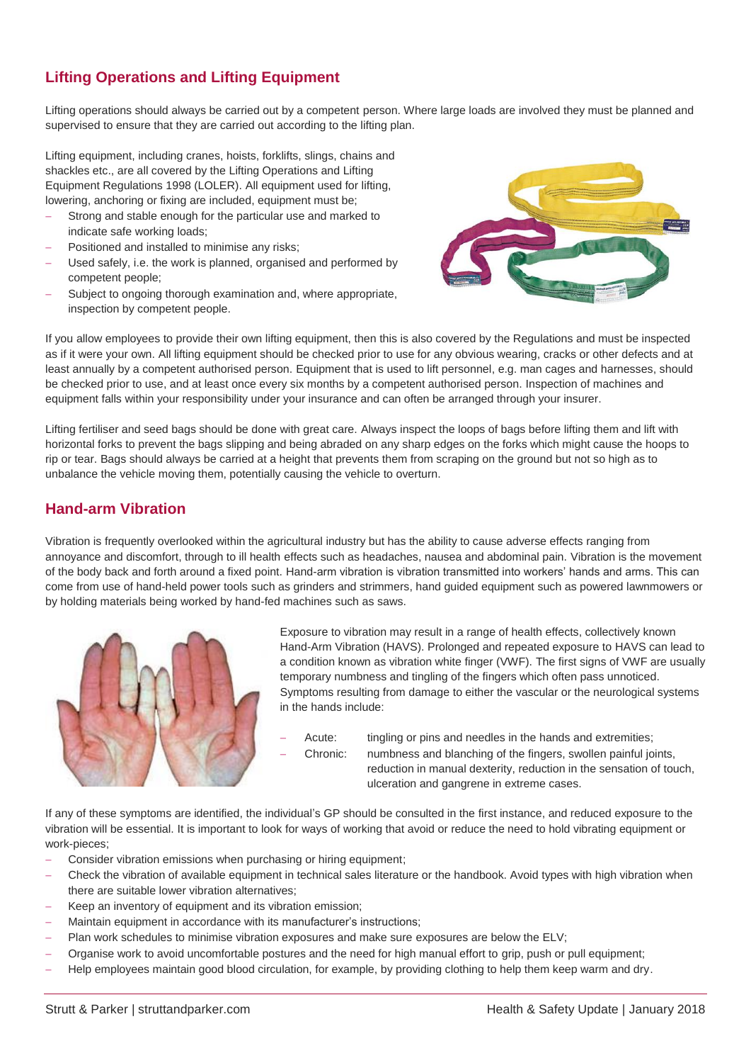## Lifting Operations and Lifting Equipment

Lifting operations should always be carried out by a competent person. Where large loads are involved they must be planned and supervised to ensure that they are carried out according to the lifting plan.

Lifting equipment, including cranes, hoists, forklifts, slings, chains and shackles etc., are all covered by the Lifting Operations and Lifting Equipment Regulations 1998 (LOLER). All equipment used for lifting, lowering, anchoring or fixing are included, equipment must be;

- Strong and stable enough for the particular use and marked to indicate safe working loads;
- Positioned and installed to minimise any risks;
- Used safely, i.e. the work is planned, organised and performed by competent people;
- Subject to ongoing thorough examination and, where appropriate, inspection by competent people.

If you allow employees to provide their own lifting equipment, then this is also covered by the Regulations and must be inspected as if it were your own. All lifting equipment should be checked prior to use for any obvious wearing, cracks or other defects and at least annually by a competent authorised person. Equipment that is used to lift personnel, e.g. man cages and harnesses, should be checked prior to use, and at least once every six months by a competent authorised person. Inspection of machines and equipment falls within your responsibility under your insurance and can often be arranged through your insurer.

Lifting fertiliser and seed bags should be done with great care. Always inspect the loops of bags before lifting them and lift with horizontal forks to prevent the bags slipping and being abraded on any sharp edges on the forks which might cause the hoops to rip or tear. Bags should always be carried at a height that prevents them from scraping on the ground but not so high as to unbalance the vehicle moving them, potentially causing the vehicle to overturn.

## Hand-arm Vibration

Vibration is frequently overlooked within the agricultural industry but has the ability to cause adverse effects ranging from annoyance and discomfort, through to ill health effects such as headaches, nausea and abdominal pain. Vibration is the movement of the body back and forth around a fixed point. Hand-arm vibration is vibration transmitted into workers' hands and arms. This can come from use of hand-held power tools such as grinders and strimmers, hand guided equipment such as powered lawnmowers or by holding materials being worked by hand-fed machines such as saws.

Exposure to vibration may result in a range of health effects, collectively known Hand-Arm Vibration (HAVS). Prolonged and repeated exposure to HAVS can lead to a condition known as vibration white finger (VWF). The first signs of VWF are usually temporary numbness and tingling of the fingers which often pass unnoticed. Symptoms resulting from damage to either the vascular or the neurological systems in the hands include:

- Acute: tingling or pins and needles in the hands and extremities;
- Chronic: numbness and blanching of the fingers, swollen painful joints, reduction in manual dexterity, reduction in the sensation of touch, ulceration and gangrene in extreme cases.

If any of these symptoms are identified, the individual's GP should be consulted in the first instance, and reduced exposure to the vibration will be essential. It is important to look for ways of working that avoid or reduce the need to hold vibrating equipment or work-pieces;

- Consider vibration emissions when purchasing or hiring equipment;
- Check the vibration of available equipment in technical sales literature or the handbook. Avoid types with high vibration when there are suitable lower vibration alternatives;
- Keep an inventory of equipment and its vibration emission;
- Maintain equipment in accordance with its manufacturer's instructions;
- Plan work schedules to minimise vibration exposures and make sure exposures are below the ELV;
- Organise work to avoid uncomfortable postures and the need for high manual effort to grip, push or pull equipment;
- Help employees maintain good blood circulation, for example, by providing clothing to help them keep warm and dry.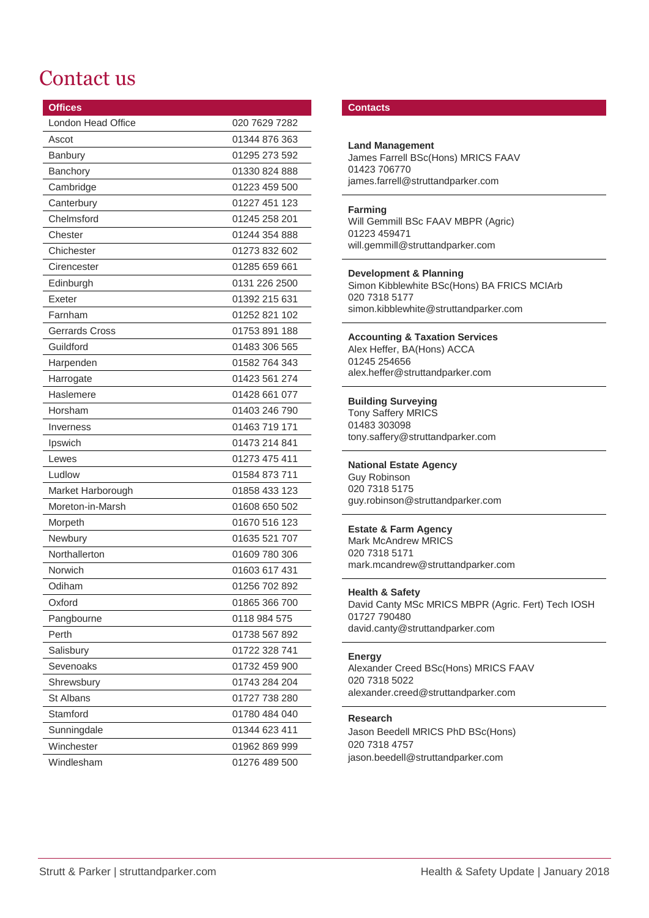# Contact us

| Offices | |
|---|---|
| London Head Office | 020 7629 7282 |
| Ascot | 01344 876 363 |
| Banbury | 01295 273 592 |
| Banchory | 01330 824 888 |
| Cambridge | 01223 459 500 |
| Canterbury | 01227 451 123 |
| Chelmsford | 01245 258 201 |
| Chester | 01244 354 888 |
| Chichester | 01273 832 602 |
| Cirencester | 01285 659 661 |
| Edinburgh | 0131 226 2500 |
| Exeter | 01392 215 631 |
| Farnham | 01252 821 102 |
| Gerrards Cross | 01753 891 188 |
| Guildford | 01483 306 565 |
| Harpenden | 01582 764 343 |
| Harrogate | 01423 561 274 |
| Haslemere | 01428 661 077 |
| Horsham | 01403 246 790 |
| Inverness | 01463 719 171 |
| Ipswich | 01473 214 841 |
| Lewes | 01273 475 411 |
| Ludlow | 01584 873 711 |
| Market Harborough | 01858 433 123 |
| Moreton-in-Marsh | 01608 650 502 |
| Morpeth | 01670 516 123 |
| Newbury | 01635 521 707 |
| Northallerton | 01609 780 306 |
| Norwich | 01603 617 431 |
| Odiham | 01256 702 892 |
| Oxford | 01865 366 700 |
| Pangbourne | 0118 984 575 |
| Perth | 01738 567 892 |
| Salisbury | 01722 328 741 |
| Sevenoaks | 01732 459 900 |
| Shrewsbury | 01743 284 204 |
| St Albans | 01727 738 280 |
| Stamford | 01780 484 040 |
| Sunningdale | 01344 623 411 |
| Winchester | 01962 869 999 |
| Windlesham | 01276 489 500 |

## Contacts

**Land Management**
James Farrell BSc(Hons) MRICS FAAV
01423 706770
james.farrell@struttandparker.com

**Farming**
Will Gemmill BSc FAAV MBPR (Agric)
01223 459471
will.gemmill@struttandparker.com

**Development & Planning**
Simon Kibblewhite BSc(Hons) BA FRICS MCIArb
020 7318 5177
simon.kibblewhite@struttandparker.com

**Accounting & Taxation Services**
Alex Heffer, BA(Hons) ACCA
01245 254656
alex.heffer@struttandparker.com

**Building Surveying**
Tony Saffery MRICS
01483 303098
tony.saffery@struttandparker.com

**National Estate Agency**
Guy Robinson
020 7318 5175
guy.robinson@struttandparker.com

**Estate & Farm Agency**
Mark McAndrew MRICS
020 7318 5171
mark.mcandrew@struttandparker.com

**Health & Safety**
David Canty MSc MRICS MBPR (Agric. Fert) Tech IOSH
01727 790480
david.canty@struttandparker.com

**Energy**
Alexander Creed BSc(Hons) MRICS FAAV
020 7318 5022
alexander.creed@struttandparker.com

**Research**
Jason Beedell MRICS PhD BSc(Hons)
020 7318 4757
jason.beedell@struttandparker.com